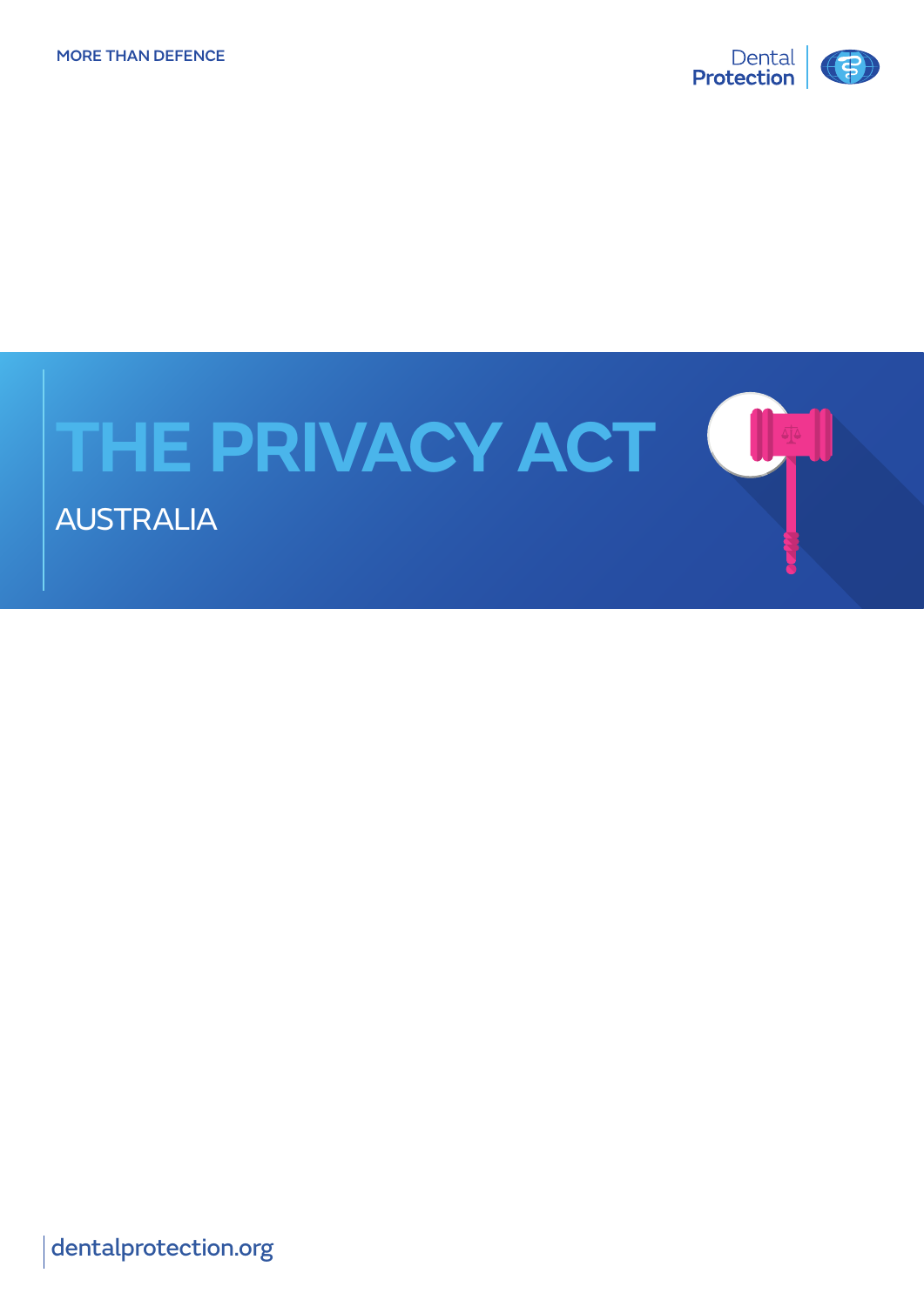MORE THAN DEFENCE

Dental Protection

# THE PRIVACY ACT

## AUSTRALIA

dentalprotection.org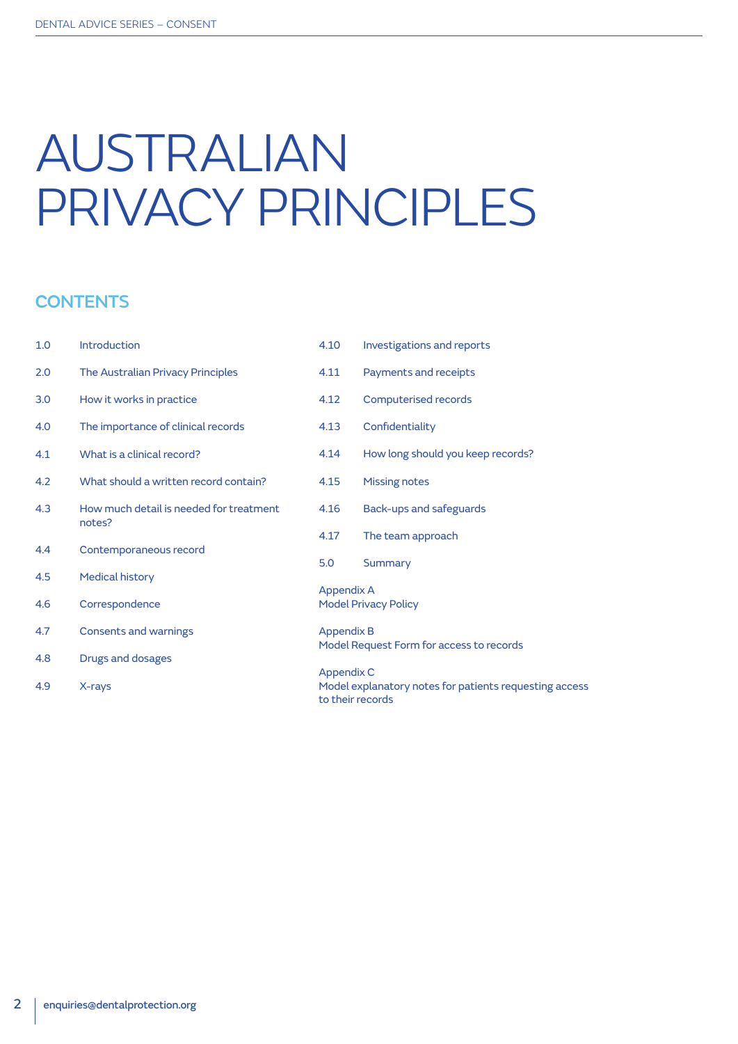# AUSTRALIAN PRIVACY PRINCIPLES

## CONTENTS

- 1.0 Introduction
- 2.0 The Australian Privacy Principles
- 3.0 How it works in practice
- 4.0 The importance of clinical records
- 4.1 What is a clinical record?
- 4.2 What should a written record contain?
- 4.3 How much detail is needed for treatment notes?
- 4.4 Contemporaneous record
- 4.5 Medical history
- 4.6 Correspondence
- 4.7 Consents and warnings
- 4.8 Drugs and dosages
- 4.9 X-rays
- 4.10 Investigations and reports
- 4.11 Payments and receipts
- 4.12 Computerised records
- 4.13 Confidentiality
- 4.14 How long should you keep records?
- 4.15 Missing notes
- 4.16 Back-ups and safeguards
- 4.17 The team approach
- 5.0 Summary

Appendix A
Model Privacy Policy

Appendix B
Model Request Form for access to records

Appendix C
Model explanatory notes for patients requesting access to their records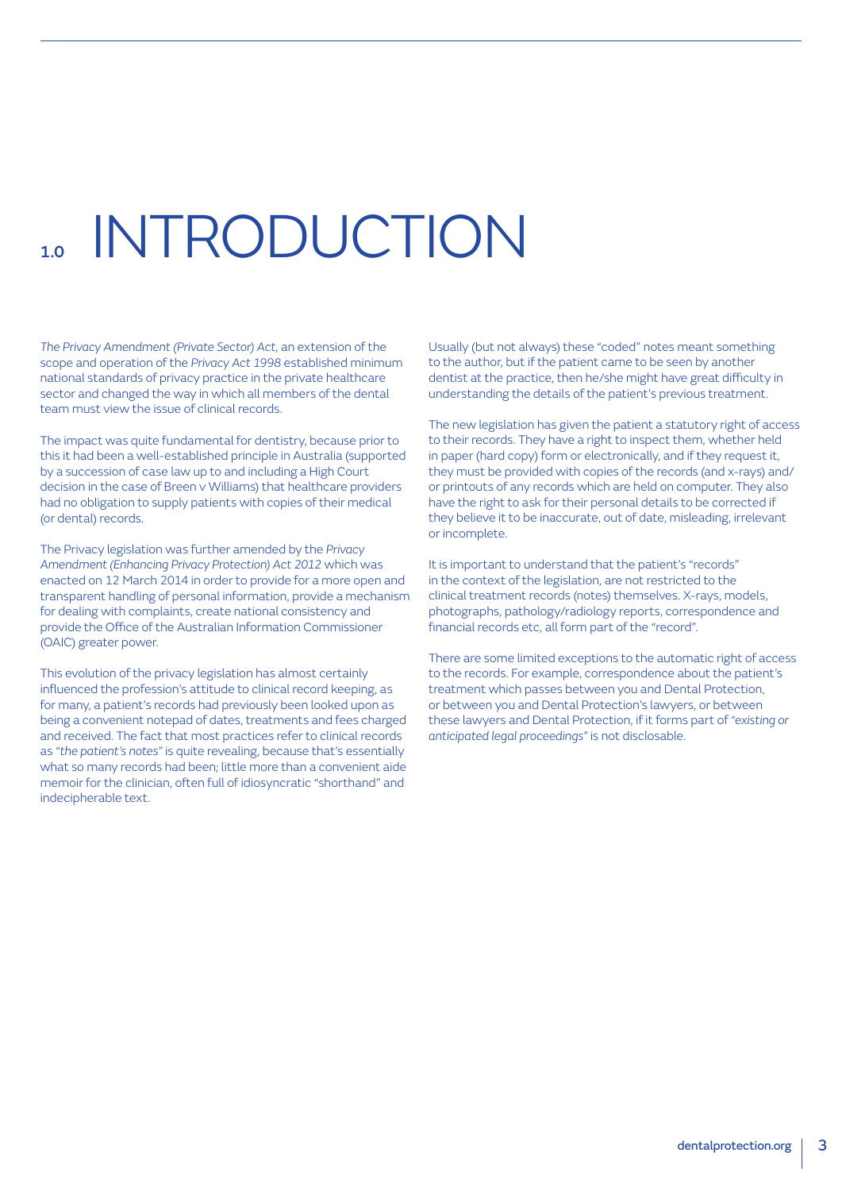# 1.0 INTRODUCTION

*The Privacy Amendment (Private Sector) Act*, an extension of the scope and operation of the *Privacy Act 1998* established minimum national standards of privacy practice in the private healthcare sector and changed the way in which all members of the dental team must view the issue of clinical records.

The impact was quite fundamental for dentistry, because prior to this it had been a well-established principle in Australia (supported by a succession of case law up to and including a High Court decision in the case of Breen v Williams) that healthcare providers had no obligation to supply patients with copies of their medical (or dental) records.

The Privacy legislation was further amended by the *Privacy Amendment (Enhancing Privacy Protection) Act 2012* which was enacted on 12 March 2014 in order to provide for a more open and transparent handling of personal information, provide a mechanism for dealing with complaints, create national consistency and provide the Office of the Australian Information Commissioner (OAIC) greater power.

This evolution of the privacy legislation has almost certainly influenced the profession's attitude to clinical record keeping, as for many, a patient's records had previously been looked upon as being a convenient notepad of dates, treatments and fees charged and received. The fact that most practices refer to clinical records as *"the patient's notes"* is quite revealing, because that's essentially what so many records had been; little more than a convenient aide memoir for the clinician, often full of idiosyncratic "shorthand" and indecipherable text.

Usually (but not always) these "coded" notes meant something to the author, but if the patient came to be seen by another dentist at the practice, then he/she might have great difficulty in understanding the details of the patient's previous treatment.

The new legislation has given the patient a statutory right of access to their records. They have a right to inspect them, whether held in paper (hard copy) form or electronically, and if they request it, they must be provided with copies of the records (and x-rays) and/or printouts of any records which are held on computer. They also have the right to ask for their personal details to be corrected if they believe it to be inaccurate, out of date, misleading, irrelevant or incomplete.

It is important to understand that the patient's "records" in the context of the legislation, are not restricted to the clinical treatment records (notes) themselves. X-rays, models, photographs, pathology/radiology reports, correspondence and financial records etc, all form part of the "record".

There are some limited exceptions to the automatic right of access to the records. For example, correspondence about the patient's treatment which passes between you and Dental Protection, or between you and Dental Protection's lawyers, or between these lawyers and Dental Protection, if it forms part of *"existing or anticipated legal proceedings"* is not disclosable.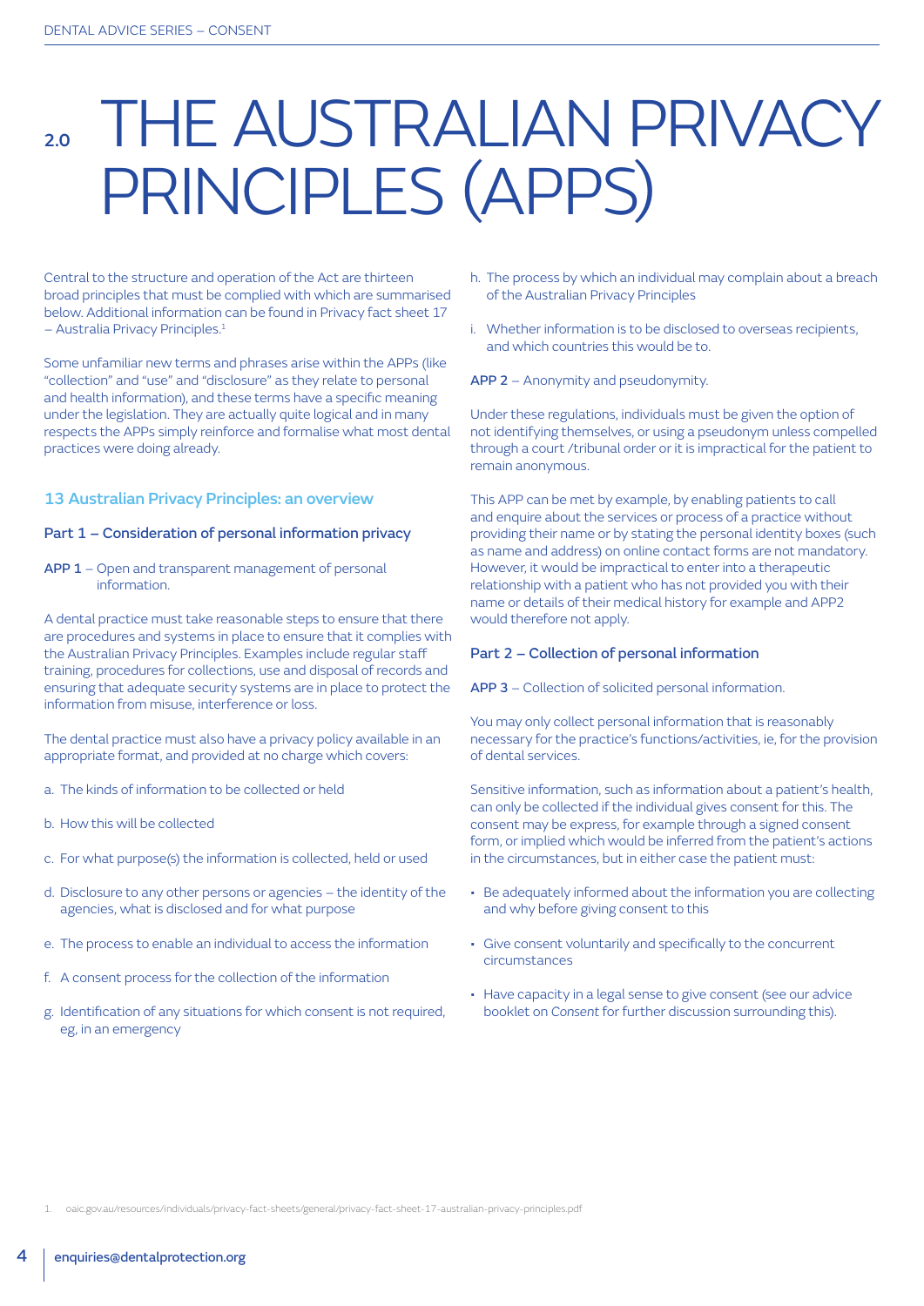# 2.0 THE AUSTRALIAN PRIVACY PRINCIPLES (APPS)

Central to the structure and operation of the Act are thirteen broad principles that must be complied with which are summarised below. Additional information can be found in Privacy fact sheet 17 – Australia Privacy Principles.[1]

Some unfamiliar new terms and phrases arise within the APPs (like "collection" and "use" and "disclosure" as they relate to personal and health information), and these terms have a specific meaning under the legislation. They are actually quite logical and in many respects the APPs simply reinforce and formalise what most dental practices were doing already.

## 13 Australian Privacy Principles: an overview

### Part 1 – Consideration of personal information privacy

**APP 1** – Open and transparent management of personal information.

A dental practice must take reasonable steps to ensure that there are procedures and systems in place to ensure that it complies with the Australian Privacy Principles. Examples include regular staff training, procedures for collections, use and disposal of records and ensuring that adequate security systems are in place to protect the information from misuse, interference or loss.

The dental practice must also have a privacy policy available in an appropriate format, and provided at no charge which covers:

a. The kinds of information to be collected or held

b. How this will be collected

c. For what purpose(s) the information is collected, held or used

d. Disclosure to any other persons or agencies – the identity of the agencies, what is disclosed and for what purpose

e. The process to enable an individual to access the information

f. A consent process for the collection of the information

g. Identification of any situations for which consent is not required, eg, in an emergency

h. The process by which an individual may complain about a breach of the Australian Privacy Principles

i. Whether information is to be disclosed to overseas recipients, and which countries this would be to.

**APP 2** – Anonymity and pseudonymity.

Under these regulations, individuals must be given the option of not identifying themselves, or using a pseudonym unless compelled through a court /tribunal order or it is impractical for the patient to remain anonymous.

This APP can be met by example, by enabling patients to call and enquire about the services or process of a practice without providing their name or by stating the personal identity boxes (such as name and address) on online contact forms are not mandatory. However, it would be impractical to enter into a therapeutic relationship with a patient who has not provided you with their name or details of their medical history for example and APP2 would therefore not apply.

### Part 2 – Collection of personal information

**APP 3** – Collection of solicited personal information.

You may only collect personal information that is reasonably necessary for the practice's functions/activities, ie, for the provision of dental services.

Sensitive information, such as information about a patient's health, can only be collected if the individual gives consent for this. The consent may be express, for example through a signed consent form, or implied which would be inferred from the patient's actions in the circumstances, but in either case the patient must:

- Be adequately informed about the information you are collecting and why before giving consent to this
- Give consent voluntarily and specifically to the concurrent circumstances
- Have capacity in a legal sense to give consent (see our advice booklet on *Consent* for further discussion surrounding this).

---

1. oaic.gov.au/resources/individuals/privacy-fact-sheets/general/privacy-fact-sheet-17-australian-privacy-principles.pdf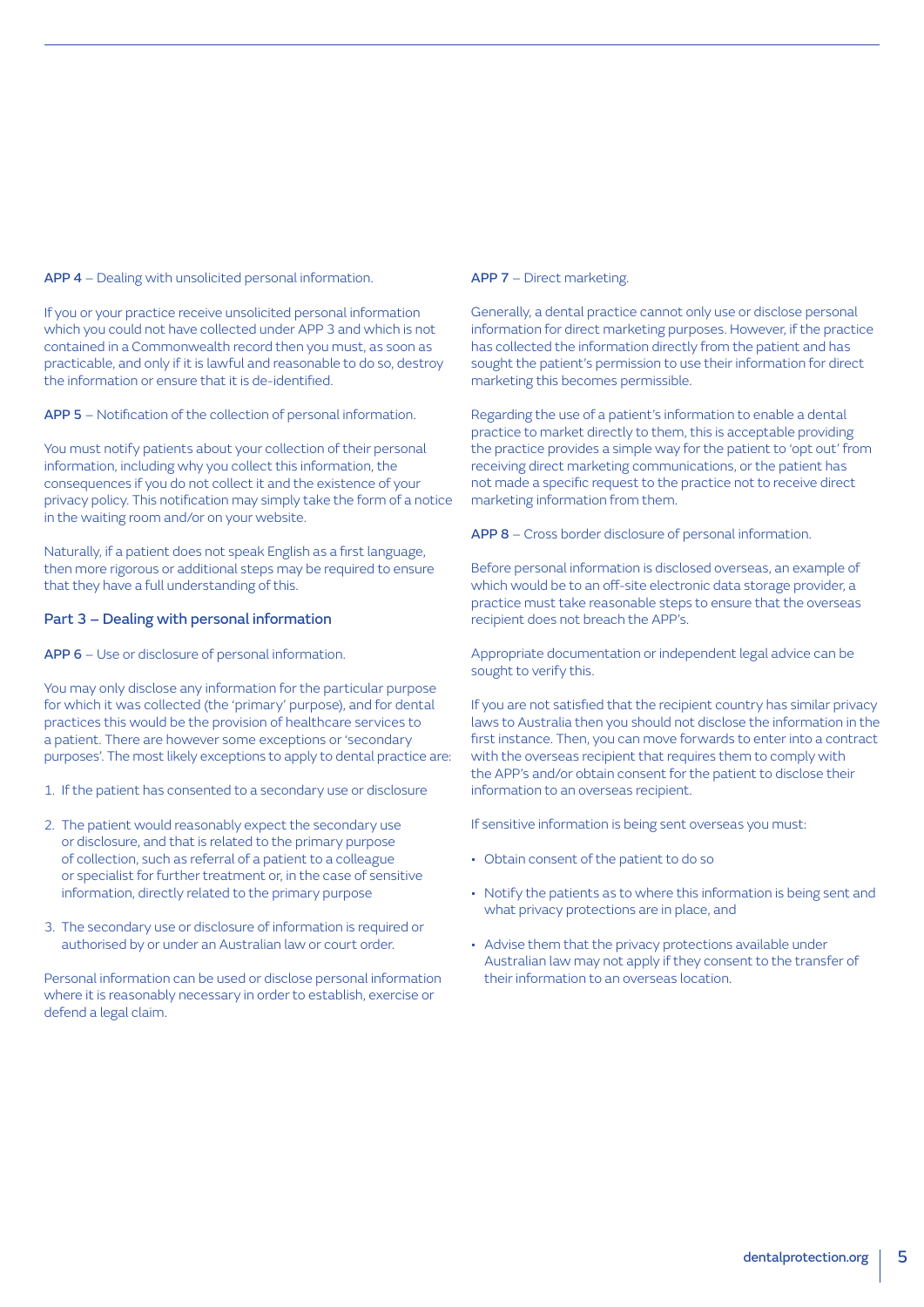**APP 4** – Dealing with unsolicited personal information.

If you or your practice receive unsolicited personal information which you could not have collected under APP 3 and which is not contained in a Commonwealth record then you must, as soon as practicable, and only if it is lawful and reasonable to do so, destroy the information or ensure that it is de-identified.

**APP 5** – Notification of the collection of personal information.

You must notify patients about your collection of their personal information, including why you collect this information, the consequences if you do not collect it and the existence of your privacy policy. This notification may simply take the form of a notice in the waiting room and/or on your website.

Naturally, if a patient does not speak English as a first language, then more rigorous or additional steps may be required to ensure that they have a full understanding of this.

## Part 3 – Dealing with personal information

**APP 6** – Use or disclosure of personal information.

You may only disclose any information for the particular purpose for which it was collected (the 'primary' purpose), and for dental practices this would be the provision of healthcare services to a patient. There are however some exceptions or 'secondary purposes'. The most likely exceptions to apply to dental practice are:

1. If the patient has consented to a secondary use or disclosure
2. The patient would reasonably expect the secondary use or disclosure, and that is related to the primary purpose of collection, such as referral of a patient to a colleague or specialist for further treatment or, in the case of sensitive information, directly related to the primary purpose
3. The secondary use or disclosure of information is required or authorised by or under an Australian law or court order.

Personal information can be used or disclose personal information where it is reasonably necessary in order to establish, exercise or defend a legal claim.

**APP 7** – Direct marketing.

Generally, a dental practice cannot only use or disclose personal information for direct marketing purposes. However, if the practice has collected the information directly from the patient and has sought the patient's permission to use their information for direct marketing this becomes permissible.

Regarding the use of a patient's information to enable a dental practice to market directly to them, this is acceptable providing the practice provides a simple way for the patient to 'opt out' from receiving direct marketing communications, or the patient has not made a specific request to the practice not to receive direct marketing information from them.

**APP 8** – Cross border disclosure of personal information.

Before personal information is disclosed overseas, an example of which would be to an off-site electronic data storage provider, a practice must take reasonable steps to ensure that the overseas recipient does not breach the APP's.

Appropriate documentation or independent legal advice can be sought to verify this.

If you are not satisfied that the recipient country has similar privacy laws to Australia then you should not disclose the information in the first instance. Then, you can move forwards to enter into a contract with the overseas recipient that requires them to comply with the APP's and/or obtain consent for the patient to disclose their information to an overseas recipient.

If sensitive information is being sent overseas you must:

- Obtain consent of the patient to do so
- Notify the patients as to where this information is being sent and what privacy protections are in place, and
- Advise them that the privacy protections available under Australian law may not apply if they consent to the transfer of their information to an overseas location.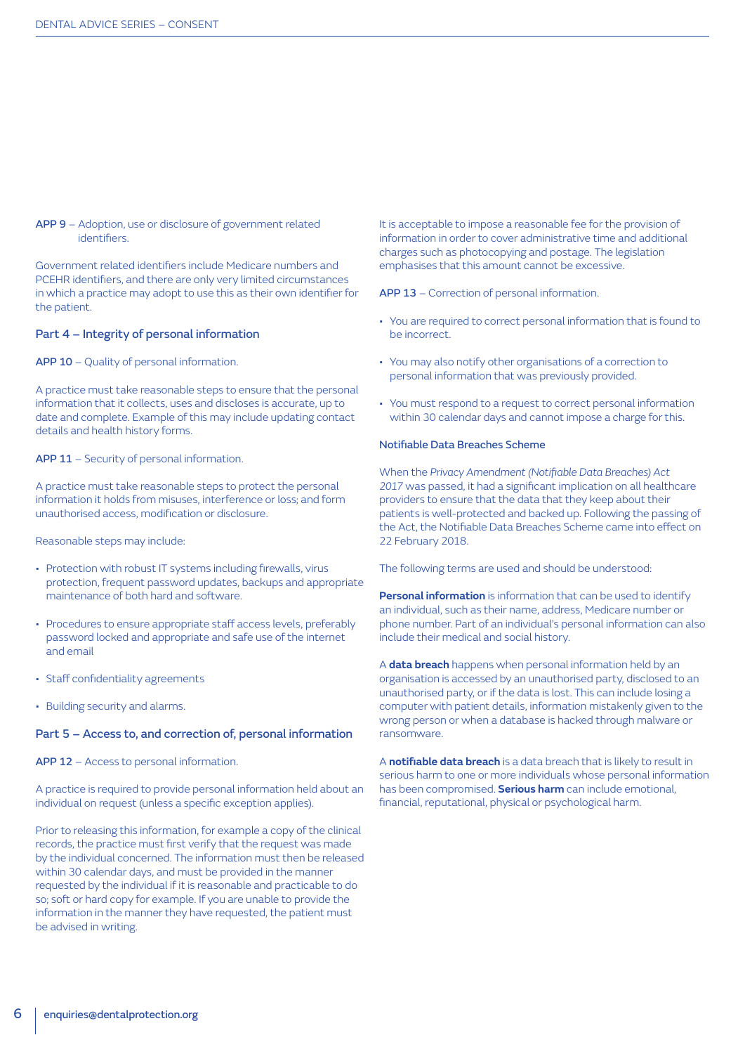**APP 9** – Adoption, use or disclosure of government related identifiers.

Government related identifiers include Medicare numbers and PCEHR identifiers, and there are only very limited circumstances in which a practice may adopt to use this as their own identifier for the patient.

## Part 4 – Integrity of personal information

**APP 10** – Quality of personal information.

A practice must take reasonable steps to ensure that the personal information that it collects, uses and discloses is accurate, up to date and complete. Example of this may include updating contact details and health history forms.

**APP 11** – Security of personal information.

A practice must take reasonable steps to protect the personal information it holds from misuses, interference or loss; and form unauthorised access, modification or disclosure.

Reasonable steps may include:

- Protection with robust IT systems including firewalls, virus protection, frequent password updates, backups and appropriate maintenance of both hard and software.
- Procedures to ensure appropriate staff access levels, preferably password locked and appropriate and safe use of the internet and email
- Staff confidentiality agreements
- Building security and alarms.

## Part 5 – Access to, and correction of, personal information

**APP 12** – Access to personal information.

A practice is required to provide personal information held about an individual on request (unless a specific exception applies).

Prior to releasing this information, for example a copy of the clinical records, the practice must first verify that the request was made by the individual concerned. The information must then be released within 30 calendar days, and must be provided in the manner requested by the individual if it is reasonable and practicable to do so; soft or hard copy for example. If you are unable to provide the information in the manner they have requested, the patient must be advised in writing.

It is acceptable to impose a reasonable fee for the provision of information in order to cover administrative time and additional charges such as photocopying and postage. The legislation emphasises that this amount cannot be excessive.

**APP 13** – Correction of personal information.

- You are required to correct personal information that is found to be incorrect.
- You may also notify other organisations of a correction to personal information that was previously provided.
- You must respond to a request to correct personal information within 30 calendar days and cannot impose a charge for this.

### Notifiable Data Breaches Scheme

When the *Privacy Amendment (Notifiable Data Breaches) Act 2017* was passed, it had a significant implication on all healthcare providers to ensure that the data that they keep about their patients is well-protected and backed up. Following the passing of the Act, the Notifiable Data Breaches Scheme came into effect on 22 February 2018.

The following terms are used and should be understood:

**Personal information** is information that can be used to identify an individual, such as their name, address, Medicare number or phone number. Part of an individual's personal information can also include their medical and social history.

A **data breach** happens when personal information held by an organisation is accessed by an unauthorised party, disclosed to an unauthorised party, or if the data is lost. This can include losing a computer with patient details, information mistakenly given to the wrong person or when a database is hacked through malware or ransomware.

A **notifiable data breach** is a data breach that is likely to result in serious harm to one or more individuals whose personal information has been compromised. **Serious harm** can include emotional, financial, reputational, physical or psychological harm.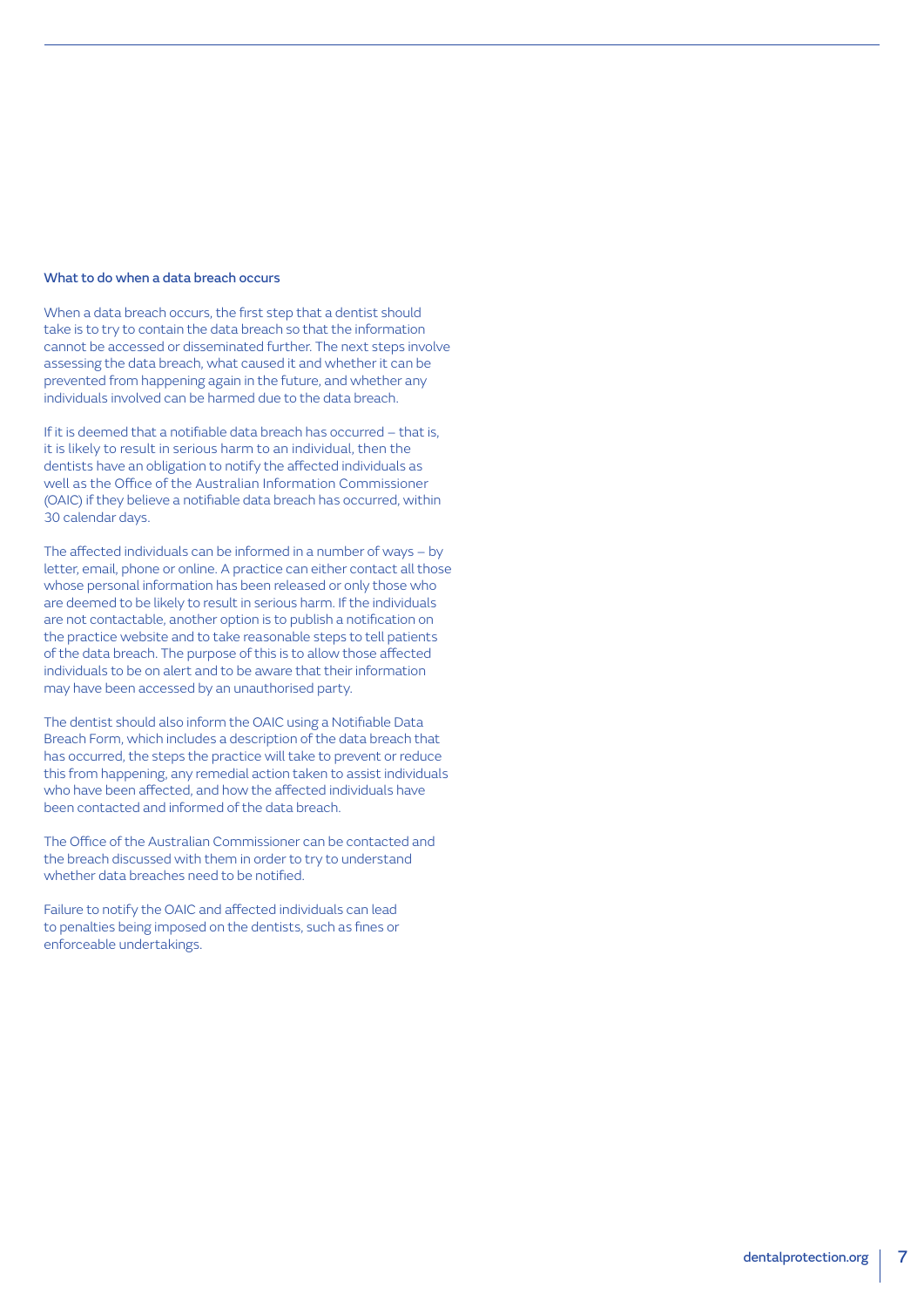### What to do when a data breach occurs

When a data breach occurs, the first step that a dentist should take is to try to contain the data breach so that the information cannot be accessed or disseminated further. The next steps involve assessing the data breach, what caused it and whether it can be prevented from happening again in the future, and whether any individuals involved can be harmed due to the data breach.

If it is deemed that a notifiable data breach has occurred – that is, it is likely to result in serious harm to an individual, then the dentists have an obligation to notify the affected individuals as well as the Office of the Australian Information Commissioner (OAIC) if they believe a notifiable data breach has occurred, within 30 calendar days.

The affected individuals can be informed in a number of ways – by letter, email, phone or online. A practice can either contact all those whose personal information has been released or only those who are deemed to be likely to result in serious harm. If the individuals are not contactable, another option is to publish a notification on the practice website and to take reasonable steps to tell patients of the data breach. The purpose of this is to allow those affected individuals to be on alert and to be aware that their information may have been accessed by an unauthorised party.

The dentist should also inform the OAIC using a Notifiable Data Breach Form, which includes a description of the data breach that has occurred, the steps the practice will take to prevent or reduce this from happening, any remedial action taken to assist individuals who have been affected, and how the affected individuals have been contacted and informed of the data breach.

The Office of the Australian Commissioner can be contacted and the breach discussed with them in order to try to understand whether data breaches need to be notified.

Failure to notify the OAIC and affected individuals can lead to penalties being imposed on the dentists, such as fines or enforceable undertakings.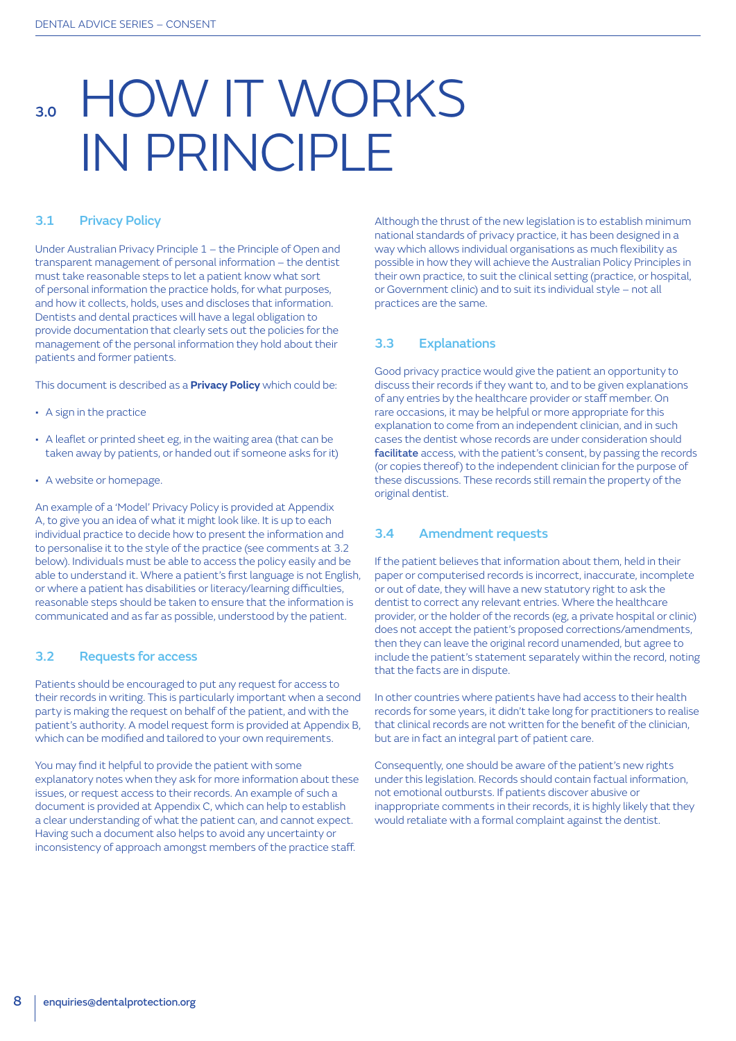# 3.0 HOW IT WORKS IN PRINCIPLE

## 3.1 Privacy Policy

Under Australian Privacy Principle 1 – the Principle of Open and transparent management of personal information – the dentist must take reasonable steps to let a patient know what sort of personal information the practice holds, for what purposes, and how it collects, holds, uses and discloses that information. Dentists and dental practices will have a legal obligation to provide documentation that clearly sets out the policies for the management of the personal information they hold about their patients and former patients.

This document is described as a **Privacy Policy** which could be:

- A sign in the practice
- A leaflet or printed sheet eg, in the waiting area (that can be taken away by patients, or handed out if someone asks for it)
- A website or homepage.

An example of a 'Model' Privacy Policy is provided at Appendix A, to give you an idea of what it might look like. It is up to each individual practice to decide how to present the information and to personalise it to the style of the practice (see comments at 3.2 below). Individuals must be able to access the policy easily and be able to understand it. Where a patient's first language is not English, or where a patient has disabilities or literacy/learning difficulties, reasonable steps should be taken to ensure that the information is communicated and as far as possible, understood by the patient.

## 3.2 Requests for access

Patients should be encouraged to put any request for access to their records in writing. This is particularly important when a second party is making the request on behalf of the patient, and with the patient's authority. A model request form is provided at Appendix B, which can be modified and tailored to your own requirements.

You may find it helpful to provide the patient with some explanatory notes when they ask for more information about these issues, or request access to their records. An example of such a document is provided at Appendix C, which can help to establish a clear understanding of what the patient can, and cannot expect. Having such a document also helps to avoid any uncertainty or inconsistency of approach amongst members of the practice staff.

Although the thrust of the new legislation is to establish minimum national standards of privacy practice, it has been designed in a way which allows individual organisations as much flexibility as possible in how they will achieve the Australian Policy Principles in their own practice, to suit the clinical setting (practice, or hospital, or Government clinic) and to suit its individual style – not all practices are the same.

## 3.3 Explanations

Good privacy practice would give the patient an opportunity to discuss their records if they want to, and to be given explanations of any entries by the healthcare provider or staff member. On rare occasions, it may be helpful or more appropriate for this explanation to come from an independent clinician, and in such cases the dentist whose records are under consideration should **facilitate** access, with the patient's consent, by passing the records (or copies thereof) to the independent clinician for the purpose of these discussions. These records still remain the property of the original dentist.

## 3.4 Amendment requests

If the patient believes that information about them, held in their paper or computerised records is incorrect, inaccurate, incomplete or out of date, they will have a new statutory right to ask the dentist to correct any relevant entries. Where the healthcare provider, or the holder of the records (eg, a private hospital or clinic) does not accept the patient's proposed corrections/amendments, then they can leave the original record unamended, but agree to include the patient's statement separately within the record, noting that the facts are in dispute.

In other countries where patients have had access to their health records for some years, it didn't take long for practitioners to realise that clinical records are not written for the benefit of the clinician, but are in fact an integral part of patient care.

Consequently, one should be aware of the patient's new rights under this legislation. Records should contain factual information, not emotional outbursts. If patients discover abusive or inappropriate comments in their records, it is highly likely that they would retaliate with a formal complaint against the dentist.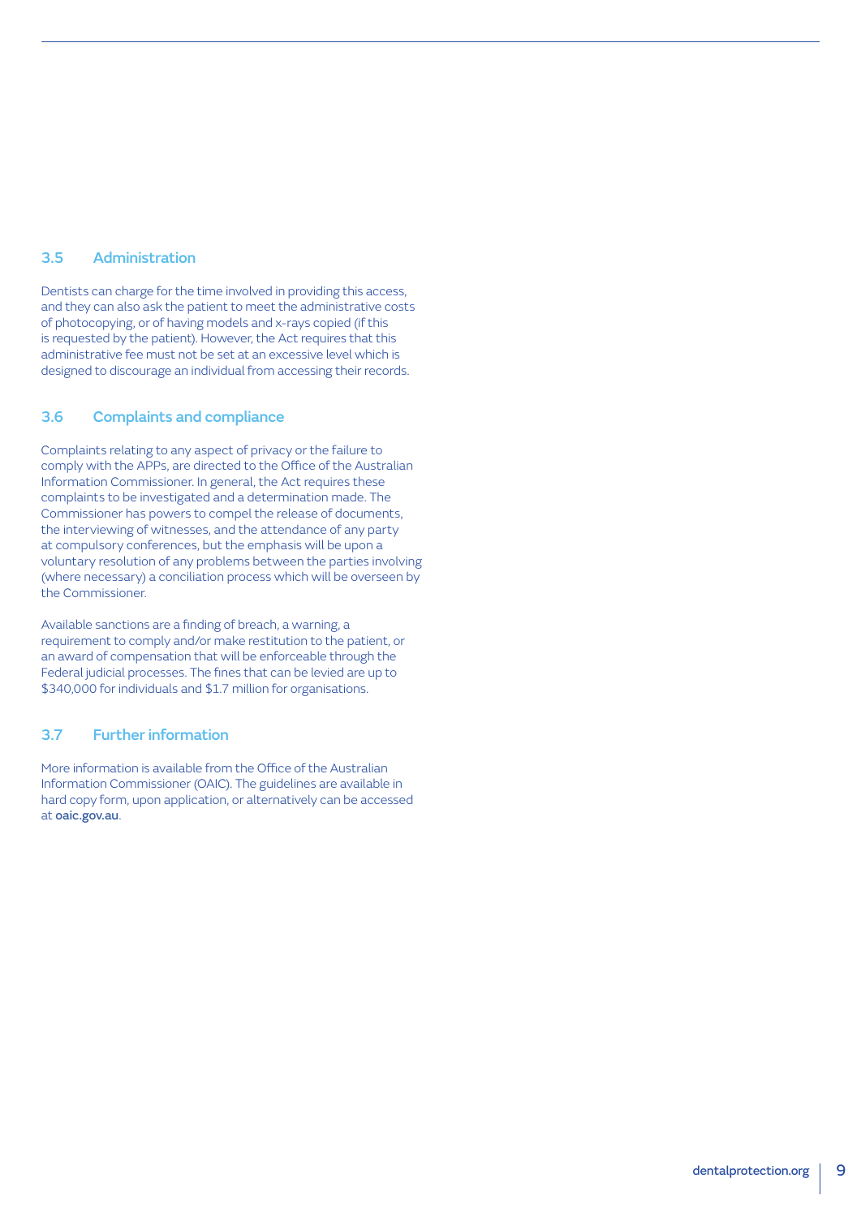### 3.5 Administration

Dentists can charge for the time involved in providing this access, and they can also ask the patient to meet the administrative costs of photocopying, or of having models and x-rays copied (if this is requested by the patient). However, the Act requires that this administrative fee must not be set at an excessive level which is designed to discourage an individual from accessing their records.

### 3.6 Complaints and compliance

Complaints relating to any aspect of privacy or the failure to comply with the APPs, are directed to the Office of the Australian Information Commissioner. In general, the Act requires these complaints to be investigated and a determination made. The Commissioner has powers to compel the release of documents, the interviewing of witnesses, and the attendance of any party at compulsory conferences, but the emphasis will be upon a voluntary resolution of any problems between the parties involving (where necessary) a conciliation process which will be overseen by the Commissioner.

Available sanctions are a finding of breach, a warning, a requirement to comply and/or make restitution to the patient, or an award of compensation that will be enforceable through the Federal judicial processes. The fines that can be levied are up to $340,000 for individuals and $1.7 million for organisations.

### 3.7 Further information

More information is available from the Office of the Australian Information Commissioner (OAIC). The guidelines are available in hard copy form, upon application, or alternatively can be accessed at **oaic.gov.au**.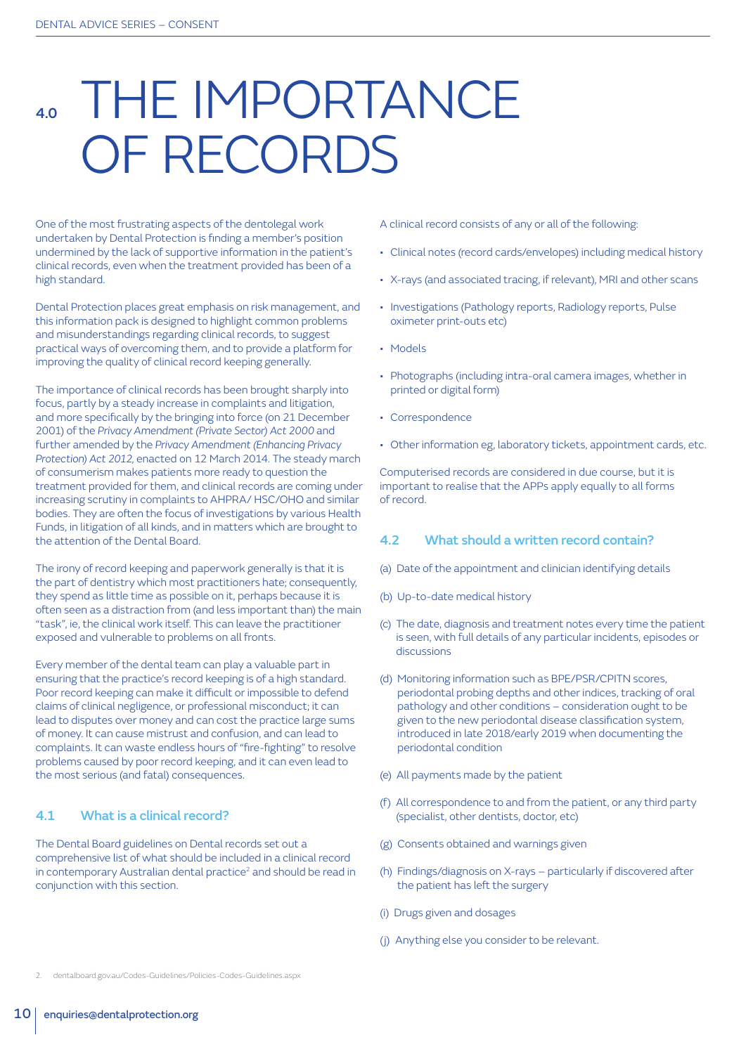# 4.0 THE IMPORTANCE OF RECORDS

One of the most frustrating aspects of the dentolegal work undertaken by Dental Protection is finding a member's position undermined by the lack of supportive information in the patient's clinical records, even when the treatment provided has been of a high standard.

Dental Protection places great emphasis on risk management, and this information pack is designed to highlight common problems and misunderstandings regarding clinical records, to suggest practical ways of overcoming them, and to provide a platform for improving the quality of clinical record keeping generally.

The importance of clinical records has been brought sharply into focus, partly by a steady increase in complaints and litigation, and more specifically by the bringing into force (on 21 December 2001) of the *Privacy Amendment (Private Sector) Act 2000* and further amended by the *Privacy Amendment (Enhancing Privacy Protection) Act 2012*, enacted on 12 March 2014. The steady march of consumerism makes patients more ready to question the treatment provided for them, and clinical records are coming under increasing scrutiny in complaints to AHPRA/ HSC/OHO and similar bodies. They are often the focus of investigations by various Health Funds, in litigation of all kinds, and in matters which are brought to the attention of the Dental Board.

The irony of record keeping and paperwork generally is that it is the part of dentistry which most practitioners hate; consequently, they spend as little time as possible on it, perhaps because it is often seen as a distraction from (and less important than) the main "task", ie, the clinical work itself. This can leave the practitioner exposed and vulnerable to problems on all fronts.

Every member of the dental team can play a valuable part in ensuring that the practice's record keeping is of a high standard. Poor record keeping can make it difficult or impossible to defend claims of clinical negligence, or professional misconduct; it can lead to disputes over money and can cost the practice large sums of money. It can cause mistrust and confusion, and can lead to complaints. It can waste endless hours of "fire-fighting" to resolve problems caused by poor record keeping, and it can even lead to the most serious (and fatal) consequences.

## 4.1 What is a clinical record?

The Dental Board guidelines on Dental records set out a comprehensive list of what should be included in a clinical record in contemporary Australian dental practice[2] and should be read in conjunction with this section.

A clinical record consists of any or all of the following:

- Clinical notes (record cards/envelopes) including medical history
- X-rays (and associated tracing, if relevant), MRI and other scans
- Investigations (Pathology reports, Radiology reports, Pulse oximeter print-outs etc)
- Models
- Photographs (including intra-oral camera images, whether in printed or digital form)
- Correspondence
- Other information eg, laboratory tickets, appointment cards, etc.

Computerised records are considered in due course, but it is important to realise that the APPs apply equally to all forms of record.

## 4.2 What should a written record contain?

(a) Date of the appointment and clinician identifying details

(b) Up-to-date medical history

(c) The date, diagnosis and treatment notes every time the patient is seen, with full details of any particular incidents, episodes or discussions

(d) Monitoring information such as BPE/PSR/CPITN scores, periodontal probing depths and other indices, tracking of oral pathology and other conditions – consideration ought to be given to the new periodontal disease classification system, introduced in late 2018/early 2019 when documenting the periodontal condition

(e) All payments made by the patient

(f) All correspondence to and from the patient, or any third party (specialist, other dentists, doctor, etc)

(g) Consents obtained and warnings given

(h) Findings/diagnosis on X-rays – particularly if discovered after the patient has left the surgery

(i) Drugs given and dosages

(j) Anything else you consider to be relevant.

2. dentalboard.gov.au/Codes-Guidelines/Policies-Codes-Guidelines.aspx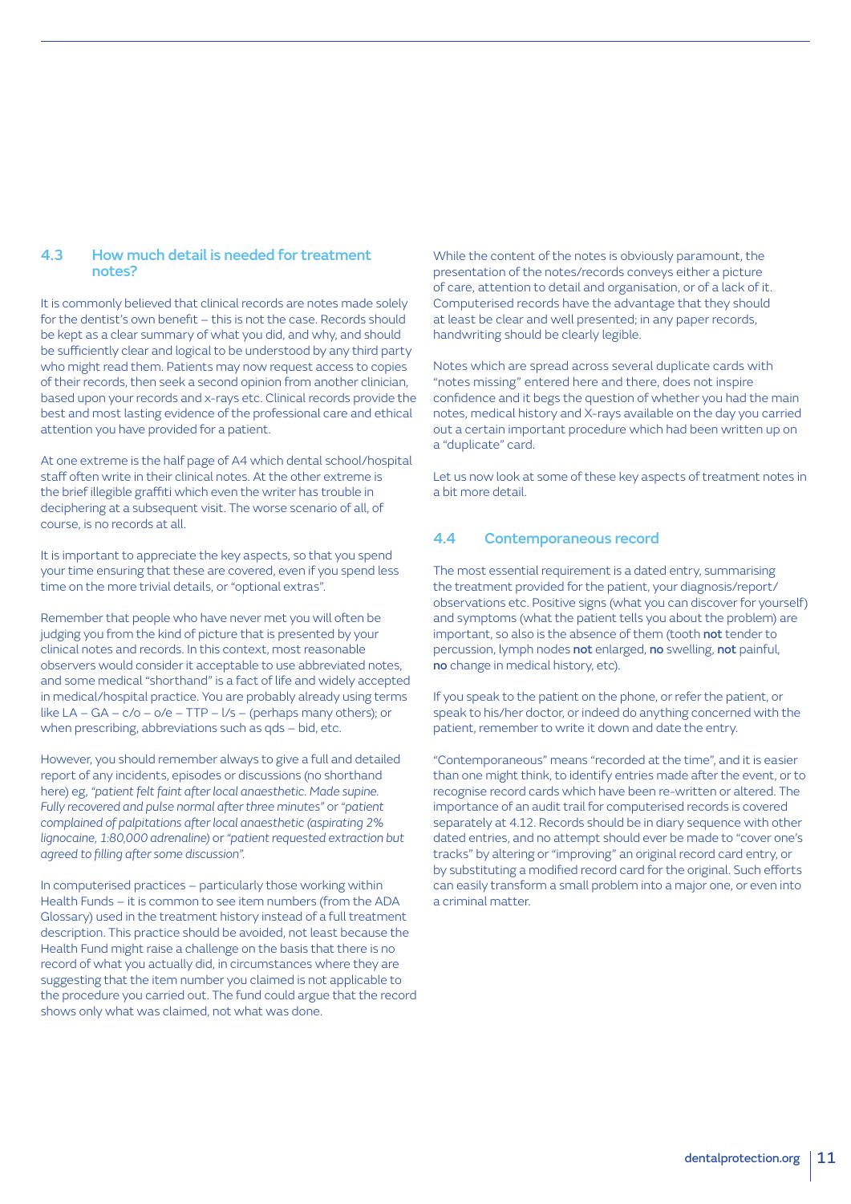## 4.3 How much detail is needed for treatment notes?

It is commonly believed that clinical records are notes made solely for the dentist's own benefit – this is not the case. Records should be kept as a clear summary of what you did, and why, and should be sufficiently clear and logical to be understood by any third party who might read them. Patients may now request access to copies of their records, then seek a second opinion from another clinician, based upon your records and x-rays etc. Clinical records provide the best and most lasting evidence of the professional care and ethical attention you have provided for a patient.

At one extreme is the half page of A4 which dental school/hospital staff often write in their clinical notes. At the other extreme is the brief illegible graffiti which even the writer has trouble in deciphering at a subsequent visit. The worse scenario of all, of course, is no records at all.

It is important to appreciate the key aspects, so that you spend your time ensuring that these are covered, even if you spend less time on the more trivial details, or "optional extras".

Remember that people who have never met you will often be judging you from the kind of picture that is presented by your clinical notes and records. In this context, most reasonable observers would consider it acceptable to use abbreviated notes, and some medical "shorthand" is a fact of life and widely accepted in medical/hospital practice. You are probably already using terms like LA – GA – c/o – o/e – TTP – l/s – (perhaps many others); or when prescribing, abbreviations such as qds – bid, etc.

However, you should remember always to give a full and detailed report of any incidents, episodes or discussions (no shorthand here) eg, *"patient felt faint after local anaesthetic. Made supine. Fully recovered and pulse normal after three minutes"* or *"patient complained of palpitations after local anaesthetic (aspirating 2% lignocaine, 1:80,000 adrenaline)* or *"patient requested extraction but agreed to filling after some discussion"*.

In computerised practices – particularly those working within Health Funds – it is common to see item numbers (from the ADA Glossary) used in the treatment history instead of a full treatment description. This practice should be avoided, not least because the Health Fund might raise a challenge on the basis that there is no record of what you actually did, in circumstances where they are suggesting that the item number you claimed is not applicable to the procedure you carried out. The fund could argue that the record shows only what was claimed, not what was done.

While the content of the notes is obviously paramount, the presentation of the notes/records conveys either a picture of care, attention to detail and organisation, or of a lack of it. Computerised records have the advantage that they should at least be clear and well presented; in any paper records, handwriting should be clearly legible.

Notes which are spread across several duplicate cards with "notes missing" entered here and there, does not inspire confidence and it begs the question of whether you had the main notes, medical history and X-rays available on the day you carried out a certain important procedure which had been written up on a "duplicate" card.

Let us now look at some of these key aspects of treatment notes in a bit more detail.

## 4.4 Contemporaneous record

The most essential requirement is a dated entry, summarising the treatment provided for the patient, your diagnosis/report/observations etc. Positive signs (what you can discover for yourself) and symptoms (what the patient tells you about the problem) are important, so also is the absence of them (tooth **not** tender to percussion, lymph nodes **not** enlarged, **no** swelling, **not** painful, **no** change in medical history, etc).

If you speak to the patient on the phone, or refer the patient, or speak to his/her doctor, or indeed do anything concerned with the patient, remember to write it down and date the entry.

"Contemporaneous" means "recorded at the time", and it is easier than one might think, to identify entries made after the event, or to recognise record cards which have been re-written or altered. The importance of an audit trail for computerised records is covered separately at 4.12. Records should be in diary sequence with other dated entries, and no attempt should ever be made to "cover one's tracks" by altering or "improving" an original record card entry, or by substituting a modified record card for the original. Such efforts can easily transform a small problem into a major one, or even into a criminal matter.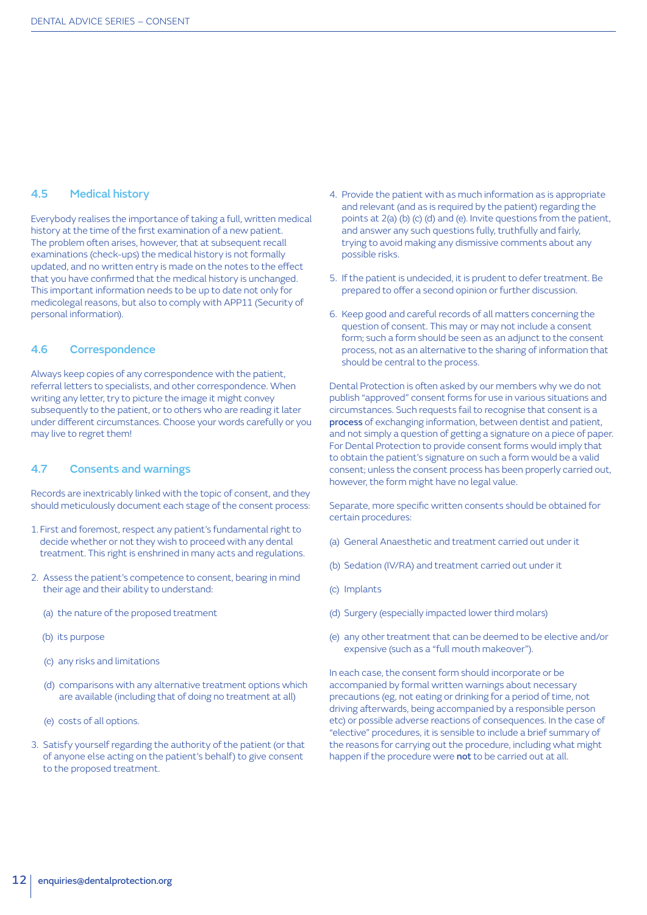## 4.5 Medical history

Everybody realises the importance of taking a full, written medical history at the time of the first examination of a new patient. The problem often arises, however, that at subsequent recall examinations (check-ups) the medical history is not formally updated, and no written entry is made on the notes to the effect that you have confirmed that the medical history is unchanged. This important information needs to be up to date not only for medicolegal reasons, but also to comply with APP11 (Security of personal information).

## 4.6 Correspondence

Always keep copies of any correspondence with the patient, referral letters to specialists, and other correspondence. When writing any letter, try to picture the image it might convey subsequently to the patient, or to others who are reading it later under different circumstances. Choose your words carefully or you may live to regret them!

## 4.7 Consents and warnings

Records are inextricably linked with the topic of consent, and they should meticulously document each stage of the consent process:

1. First and foremost, respect any patient's fundamental right to decide whether or not they wish to proceed with any dental treatment. This right is enshrined in many acts and regulations.

2. Assess the patient's competence to consent, bearing in mind their age and their ability to understand:

   (a) the nature of the proposed treatment

   (b) its purpose

   (c) any risks and limitations

   (d) comparisons with any alternative treatment options which are available (including that of doing no treatment at all)

   (e) costs of all options.

3. Satisfy yourself regarding the authority of the patient (or that of anyone else acting on the patient's behalf) to give consent to the proposed treatment.

4. Provide the patient with as much information as is appropriate and relevant (and as is required by the patient) regarding the points at 2(a) (b) (c) (d) and (e). Invite questions from the patient, and answer any such questions fully, truthfully and fairly, trying to avoid making any dismissive comments about any possible risks.

5. If the patient is undecided, it is prudent to defer treatment. Be prepared to offer a second opinion or further discussion.

6. Keep good and careful records of all matters concerning the question of consent. This may or may not include a consent form; such a form should be seen as an adjunct to the consent process, not as an alternative to the sharing of information that should be central to the process.

Dental Protection is often asked by our members why we do not publish "approved" consent forms for use in various situations and circumstances. Such requests fail to recognise that consent is a **process** of exchanging information, between dentist and patient, and not simply a question of getting a signature on a piece of paper. For Dental Protection to provide consent forms would imply that to obtain the patient's signature on such a form would be a valid consent; unless the consent process has been properly carried out, however, the form might have no legal value.

Separate, more specific written consents should be obtained for certain procedures:

(a) General Anaesthetic and treatment carried out under it

(b) Sedation (IV/RA) and treatment carried out under it

(c) Implants

(d) Surgery (especially impacted lower third molars)

(e) any other treatment that can be deemed to be elective and/or expensive (such as a "full mouth makeover").

In each case, the consent form should incorporate or be accompanied by formal written warnings about necessary precautions (eg, not eating or drinking for a period of time, not driving afterwards, being accompanied by a responsible person etc) or possible adverse reactions of consequences. In the case of "elective" procedures, it is sensible to include a brief summary of the reasons for carrying out the procedure, including what might happen if the procedure were **not** to be carried out at all.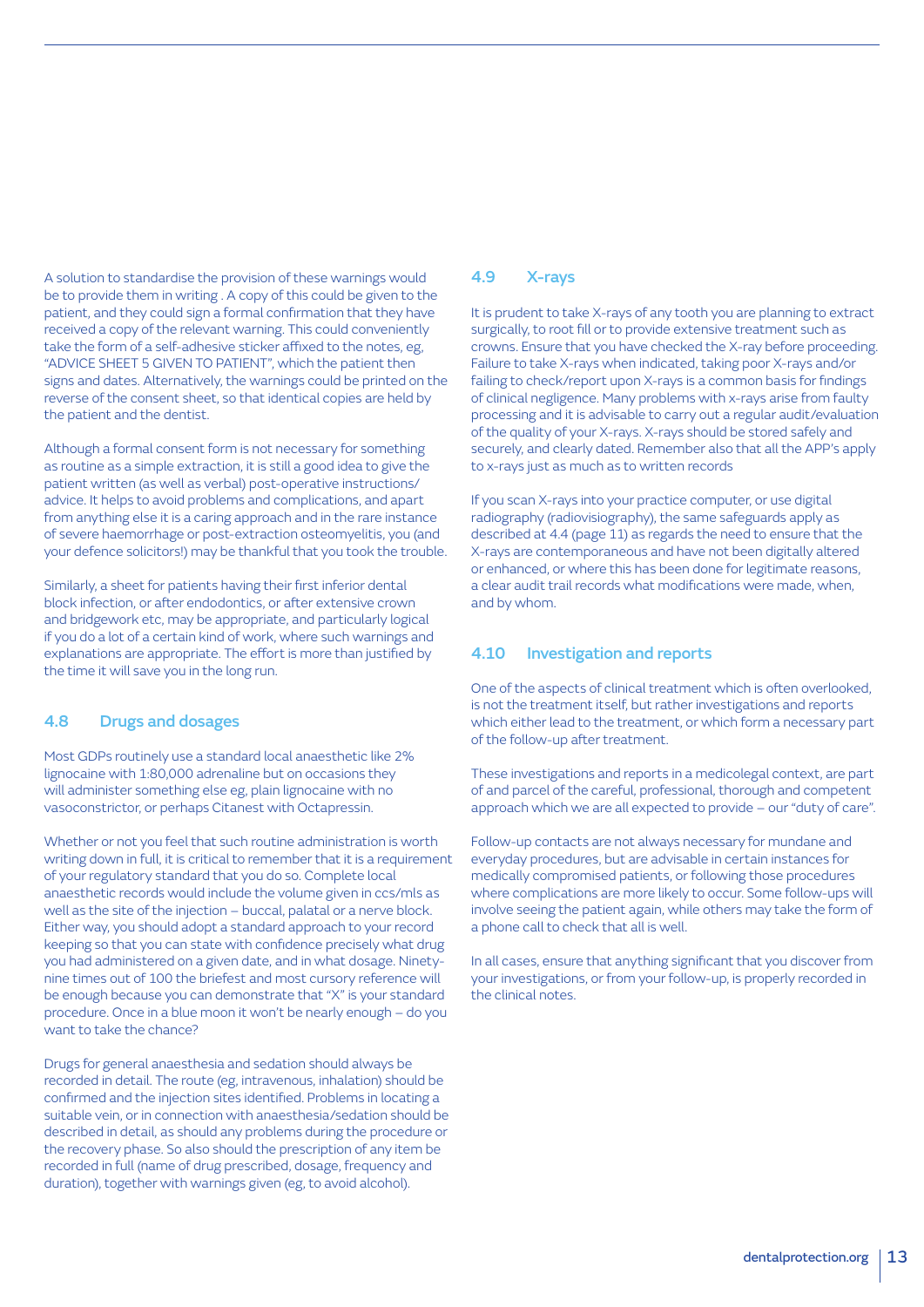A solution to standardise the provision of these warnings would be to provide them in writing . A copy of this could be given to the patient, and they could sign a formal confirmation that they have received a copy of the relevant warning. This could conveniently take the form of a self-adhesive sticker affixed to the notes, eg, "ADVICE SHEET 5 GIVEN TO PATIENT", which the patient then signs and dates. Alternatively, the warnings could be printed on the reverse of the consent sheet, so that identical copies are held by the patient and the dentist.

Although a formal consent form is not necessary for something as routine as a simple extraction, it is still a good idea to give the patient written (as well as verbal) post-operative instructions/advice. It helps to avoid problems and complications, and apart from anything else it is a caring approach and in the rare instance of severe haemorrhage or post-extraction osteomyelitis, you (and your defence solicitors!) may be thankful that you took the trouble.

Similarly, a sheet for patients having their first inferior dental block infection, or after endodontics, or after extensive crown and bridgework etc, may be appropriate, and particularly logical if you do a lot of a certain kind of work, where such warnings and explanations are appropriate. The effort is more than justified by the time it will save you in the long run.

## 4.8 Drugs and dosages

Most GDPs routinely use a standard local anaesthetic like 2% lignocaine with 1:80,000 adrenaline but on occasions they will administer something else eg, plain lignocaine with no vasoconstrictor, or perhaps Citanest with Octapressin.

Whether or not you feel that such routine administration is worth writing down in full, it is critical to remember that it is a requirement of your regulatory standard that you do so. Complete local anaesthetic records would include the volume given in ccs/mls as well as the site of the injection – buccal, palatal or a nerve block. Either way, you should adopt a standard approach to your record keeping so that you can state with confidence precisely what drug you had administered on a given date, and in what dosage. Ninety-nine times out of 100 the briefest and most cursory reference will be enough because you can demonstrate that "X" is your standard procedure. Once in a blue moon it won't be nearly enough – do you want to take the chance?

Drugs for general anaesthesia and sedation should always be recorded in detail. The route (eg, intravenous, inhalation) should be confirmed and the injection sites identified. Problems in locating a suitable vein, or in connection with anaesthesia/sedation should be described in detail, as should any problems during the procedure or the recovery phase. So also should the prescription of any item be recorded in full (name of drug prescribed, dosage, frequency and duration), together with warnings given (eg, to avoid alcohol).

## 4.9 X-rays

It is prudent to take X-rays of any tooth you are planning to extract surgically, to root fill or to provide extensive treatment such as crowns. Ensure that you have checked the X-ray before proceeding. Failure to take X-rays when indicated, taking poor X-rays and/or failing to check/report upon X-rays is a common basis for findings of clinical negligence. Many problems with x-rays arise from faulty processing and it is advisable to carry out a regular audit/evaluation of the quality of your X-rays. X-rays should be stored safely and securely, and clearly dated. Remember also that all the APP's apply to x-rays just as much as to written records

If you scan X-rays into your practice computer, or use digital radiography (radiovisiography), the same safeguards apply as described at 4.4 (page 11) as regards the need to ensure that the X-rays are contemporaneous and have not been digitally altered or enhanced, or where this has been done for legitimate reasons, a clear audit trail records what modifications were made, when, and by whom.

## 4.10 Investigation and reports

One of the aspects of clinical treatment which is often overlooked, is not the treatment itself, but rather investigations and reports which either lead to the treatment, or which form a necessary part of the follow-up after treatment.

These investigations and reports in a medicolegal context, are part of and parcel of the careful, professional, thorough and competent approach which we are all expected to provide – our "duty of care".

Follow-up contacts are not always necessary for mundane and everyday procedures, but are advisable in certain instances for medically compromised patients, or following those procedures where complications are more likely to occur. Some follow-ups will involve seeing the patient again, while others may take the form of a phone call to check that all is well.

In all cases, ensure that anything significant that you discover from your investigations, or from your follow-up, is properly recorded in the clinical notes.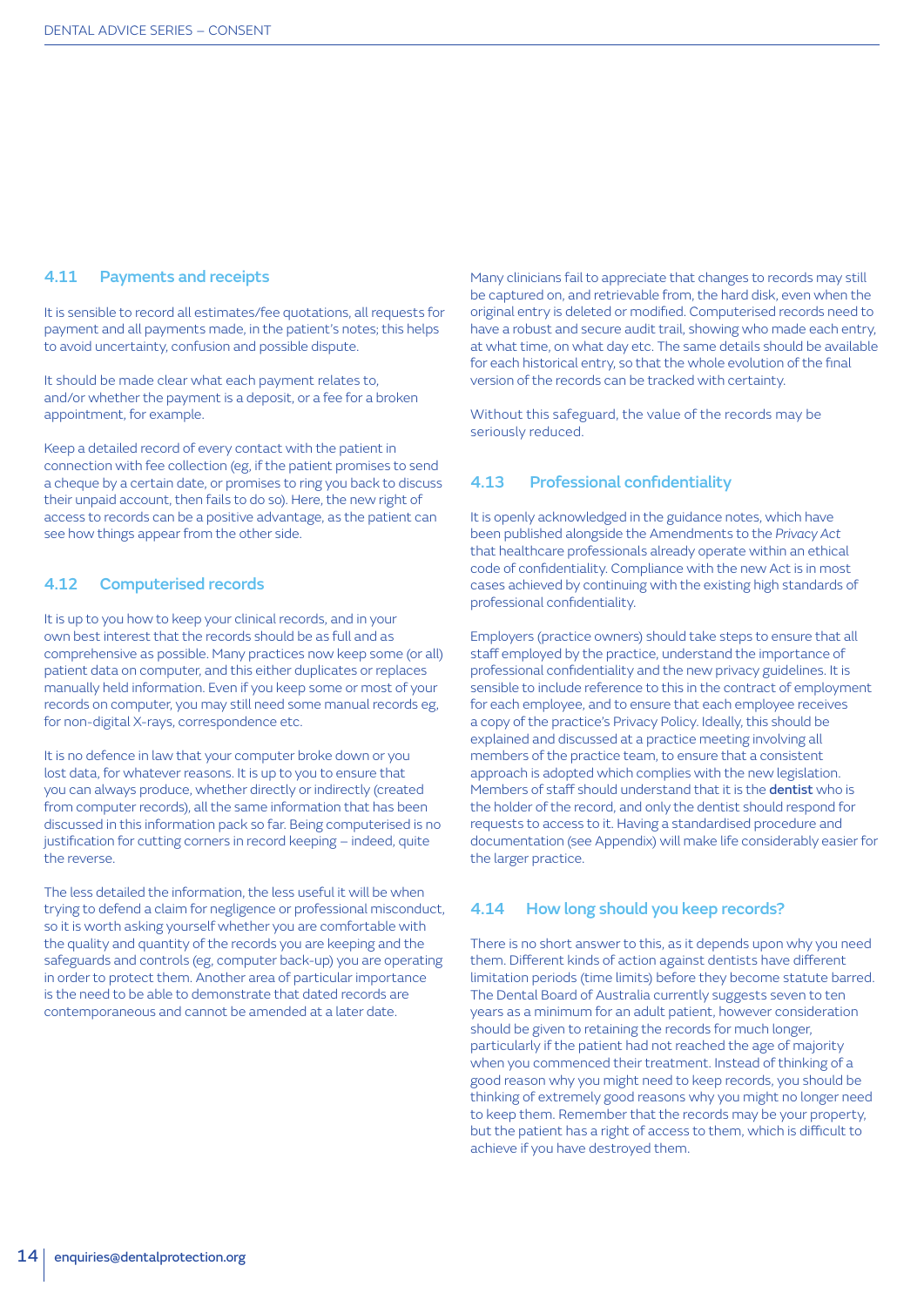## 4.11 Payments and receipts

It is sensible to record all estimates/fee quotations, all requests for payment and all payments made, in the patient's notes; this helps to avoid uncertainty, confusion and possible dispute.

It should be made clear what each payment relates to, and/or whether the payment is a deposit, or a fee for a broken appointment, for example.

Keep a detailed record of every contact with the patient in connection with fee collection (eg, if the patient promises to send a cheque by a certain date, or promises to ring you back to discuss their unpaid account, then fails to do so). Here, the new right of access to records can be a positive advantage, as the patient can see how things appear from the other side.

## 4.12 Computerised records

It is up to you how to keep your clinical records, and in your own best interest that the records should be as full and as comprehensive as possible. Many practices now keep some (or all) patient data on computer, and this either duplicates or replaces manually held information. Even if you keep some or most of your records on computer, you may still need some manual records eg, for non-digital X-rays, correspondence etc.

It is no defence in law that your computer broke down or you lost data, for whatever reasons. It is up to you to ensure that you can always produce, whether directly or indirectly (created from computer records), all the same information that has been discussed in this information pack so far. Being computerised is no justification for cutting corners in record keeping – indeed, quite the reverse.

The less detailed the information, the less useful it will be when trying to defend a claim for negligence or professional misconduct, so it is worth asking yourself whether you are comfortable with the quality and quantity of the records you are keeping and the safeguards and controls (eg, computer back-up) you are operating in order to protect them. Another area of particular importance is the need to be able to demonstrate that dated records are contemporaneous and cannot be amended at a later date.

Many clinicians fail to appreciate that changes to records may still be captured on, and retrievable from, the hard disk, even when the original entry is deleted or modified. Computerised records need to have a robust and secure audit trail, showing who made each entry, at what time, on what day etc. The same details should be available for each historical entry, so that the whole evolution of the final version of the records can be tracked with certainty.

Without this safeguard, the value of the records may be seriously reduced.

## 4.13 Professional confidentiality

It is openly acknowledged in the guidance notes, which have been published alongside the Amendments to the *Privacy Act* that healthcare professionals already operate within an ethical code of confidentiality. Compliance with the new Act is in most cases achieved by continuing with the existing high standards of professional confidentiality.

Employers (practice owners) should take steps to ensure that all staff employed by the practice, understand the importance of professional confidentiality and the new privacy guidelines. It is sensible to include reference to this in the contract of employment for each employee, and to ensure that each employee receives a copy of the practice's Privacy Policy. Ideally, this should be explained and discussed at a practice meeting involving all members of the practice team, to ensure that a consistent approach is adopted which complies with the new legislation. Members of staff should understand that it is the **dentist** who is the holder of the record, and only the dentist should respond for requests to access to it. Having a standardised procedure and documentation (see Appendix) will make life considerably easier for the larger practice.

## 4.14 How long should you keep records?

There is no short answer to this, as it depends upon why you need them. Different kinds of action against dentists have different limitation periods (time limits) before they become statute barred. The Dental Board of Australia currently suggests seven to ten years as a minimum for an adult patient, however consideration should be given to retaining the records for much longer, particularly if the patient had not reached the age of majority when you commenced their treatment. Instead of thinking of a good reason why you might need to keep records, you should be thinking of extremely good reasons why you might no longer need to keep them. Remember that the records may be your property, but the patient has a right of access to them, which is difficult to achieve if you have destroyed them.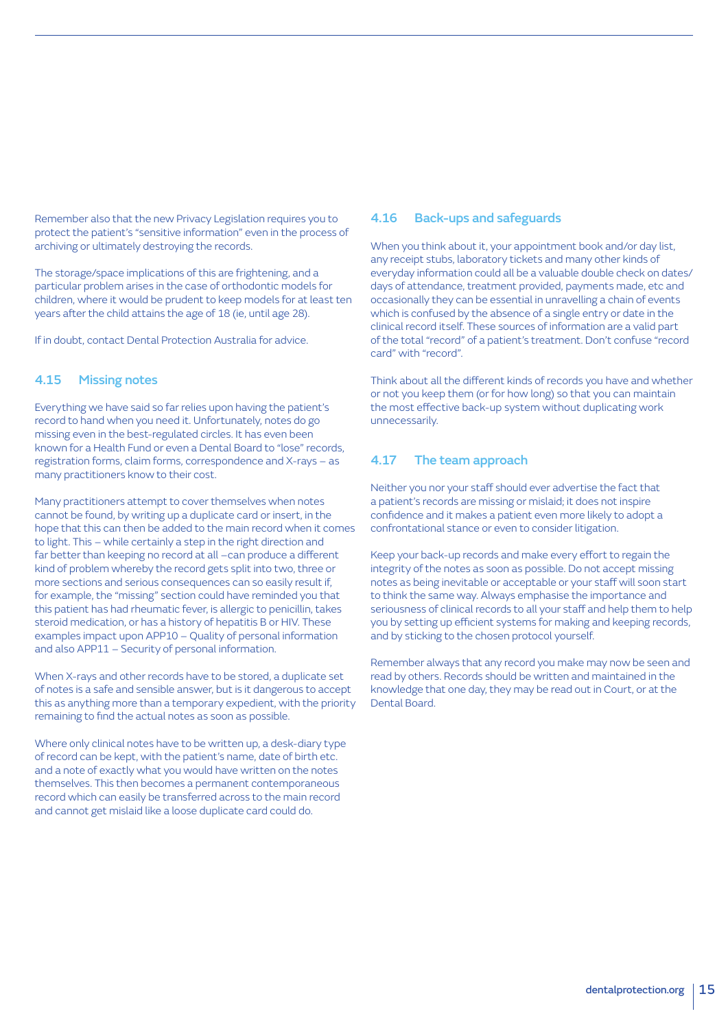Remember also that the new Privacy Legislation requires you to protect the patient's "sensitive information" even in the process of archiving or ultimately destroying the records.

The storage/space implications of this are frightening, and a particular problem arises in the case of orthodontic models for children, where it would be prudent to keep models for at least ten years after the child attains the age of 18 (ie, until age 28).

If in doubt, contact Dental Protection Australia for advice.

## 4.15 Missing notes

Everything we have said so far relies upon having the patient's record to hand when you need it. Unfortunately, notes do go missing even in the best-regulated circles. It has even been known for a Health Fund or even a Dental Board to "lose" records, registration forms, claim forms, correspondence and X-rays – as many practitioners know to their cost.

Many practitioners attempt to cover themselves when notes cannot be found, by writing up a duplicate card or insert, in the hope that this can then be added to the main record when it comes to light. This – while certainly a step in the right direction and far better than keeping no record at all –can produce a different kind of problem whereby the record gets split into two, three or more sections and serious consequences can so easily result if, for example, the "missing" section could have reminded you that this patient has had rheumatic fever, is allergic to penicillin, takes steroid medication, or has a history of hepatitis B or HIV. These examples impact upon APP10 – Quality of personal information and also APP11 – Security of personal information.

When X-rays and other records have to be stored, a duplicate set of notes is a safe and sensible answer, but is it dangerous to accept this as anything more than a temporary expedient, with the priority remaining to find the actual notes as soon as possible.

Where only clinical notes have to be written up, a desk-diary type of record can be kept, with the patient's name, date of birth etc. and a note of exactly what you would have written on the notes themselves. This then becomes a permanent contemporaneous record which can easily be transferred across to the main record and cannot get mislaid like a loose duplicate card could do.

## 4.16 Back-ups and safeguards

When you think about it, your appointment book and/or day list, any receipt stubs, laboratory tickets and many other kinds of everyday information could all be a valuable double check on dates/days of attendance, treatment provided, payments made, etc and occasionally they can be essential in unravelling a chain of events which is confused by the absence of a single entry or date in the clinical record itself. These sources of information are a valid part of the total "record" of a patient's treatment. Don't confuse "record card" with "record".

Think about all the different kinds of records you have and whether or not you keep them (or for how long) so that you can maintain the most effective back-up system without duplicating work unnecessarily.

## 4.17 The team approach

Neither you nor your staff should ever advertise the fact that a patient's records are missing or mislaid; it does not inspire confidence and it makes a patient even more likely to adopt a confrontational stance or even to consider litigation.

Keep your back-up records and make every effort to regain the integrity of the notes as soon as possible. Do not accept missing notes as being inevitable or acceptable or your staff will soon start to think the same way. Always emphasise the importance and seriousness of clinical records to all your staff and help them to help you by setting up efficient systems for making and keeping records, and by sticking to the chosen protocol yourself.

Remember always that any record you make may now be seen and read by others. Records should be written and maintained in the knowledge that one day, they may be read out in Court, or at the Dental Board.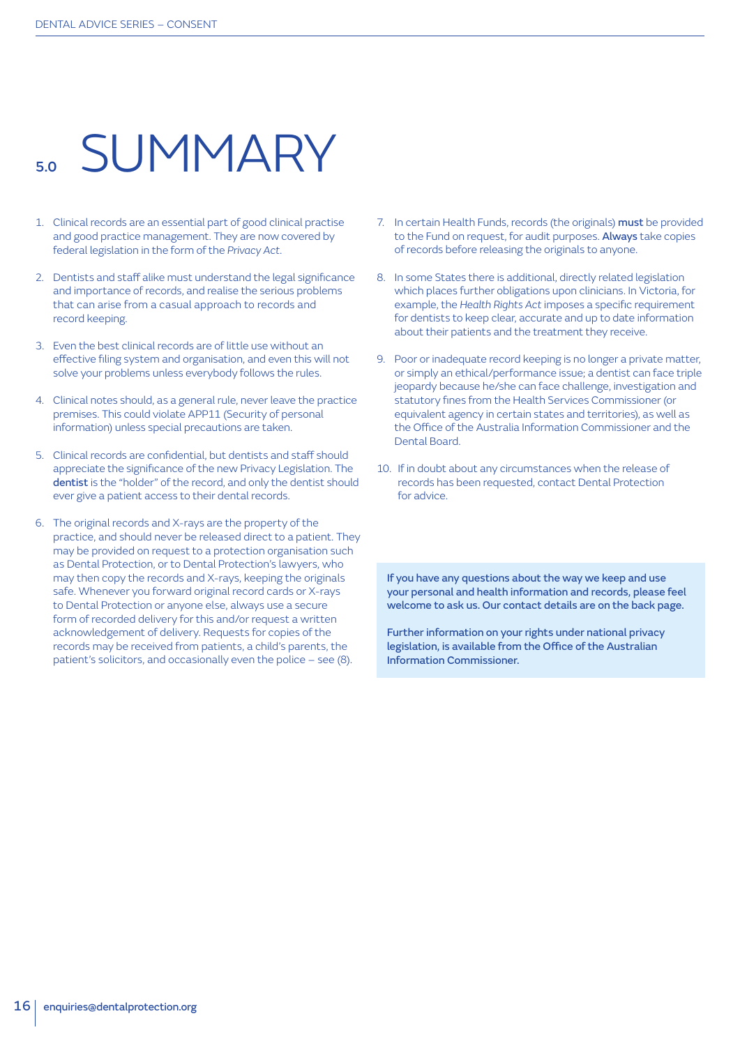# 5.0 SUMMARY

1. Clinical records are an essential part of good clinical practise and good practice management. They are now covered by federal legislation in the form of the *Privacy Act*.

2. Dentists and staff alike must understand the legal significance and importance of records, and realise the serious problems that can arise from a casual approach to records and record keeping.

3. Even the best clinical records are of little use without an effective filing system and organisation, and even this will not solve your problems unless everybody follows the rules.

4. Clinical notes should, as a general rule, never leave the practice premises. This could violate APP11 (Security of personal information) unless special precautions are taken.

5. Clinical records are confidential, but dentists and staff should appreciate the significance of the new Privacy Legislation. The **dentist** is the "holder" of the record, and only the dentist should ever give a patient access to their dental records.

6. The original records and X-rays are the property of the practice, and should never be released direct to a patient. They may be provided on request to a protection organisation such as Dental Protection, or to Dental Protection's lawyers, who may then copy the records and X-rays, keeping the originals safe. Whenever you forward original record cards or X-rays to Dental Protection or anyone else, always use a secure form of recorded delivery for this and/or request a written acknowledgement of delivery. Requests for copies of the records may be received from patients, a child's parents, the patient's solicitors, and occasionally even the police – see (8).

7. In certain Health Funds, records (the originals) **must** be provided to the Fund on request, for audit purposes. **Always** take copies of records before releasing the originals to anyone.

8. In some States there is additional, directly related legislation which places further obligations upon clinicians. In Victoria, for example, the *Health Rights Act* imposes a specific requirement for dentists to keep clear, accurate and up to date information about their patients and the treatment they receive.

9. Poor or inadequate record keeping is no longer a private matter, or simply an ethical/performance issue; a dentist can face triple jeopardy because he/she can face challenge, investigation and statutory fines from the Health Services Commissioner (or equivalent agency in certain states and territories), as well as the Office of the Australia Information Commissioner and the Dental Board.

10. If in doubt about any circumstances when the release of records has been requested, contact Dental Protection for advice.

**If you have any questions about the way we keep and use your personal and health information and records, please feel welcome to ask us. Our contact details are on the back page.**

**Further information on your rights under national privacy legislation, is available from the Office of the Australian Information Commissioner.**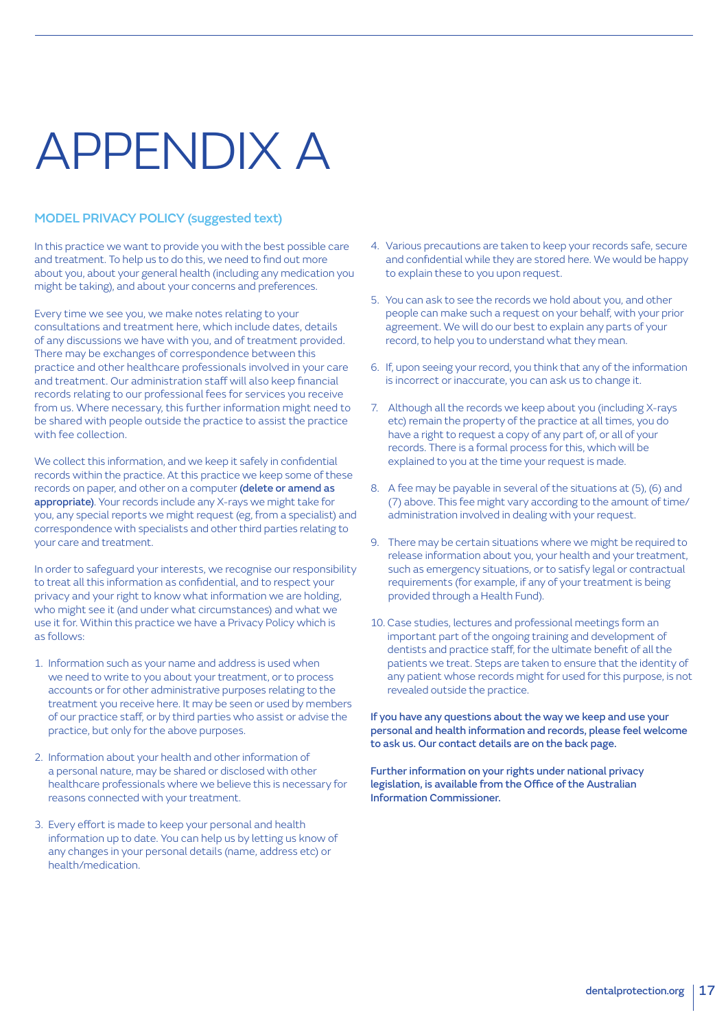# APPENDIX A

## MODEL PRIVACY POLICY (suggested text)

In this practice we want to provide you with the best possible care and treatment. To help us to do this, we need to find out more about you, about your general health (including any medication you might be taking), and about your concerns and preferences.

Every time we see you, we make notes relating to your consultations and treatment here, which include dates, details of any discussions we have with you, and of treatment provided. There may be exchanges of correspondence between this practice and other healthcare professionals involved in your care and treatment. Our administration staff will also keep financial records relating to our professional fees for services you receive from us. Where necessary, this further information might need to be shared with people outside the practice to assist the practice with fee collection.

We collect this information, and we keep it safely in confidential records within the practice. At this practice we keep some of these records on paper, and other on a computer **(delete or amend as appropriate)**. Your records include any X-rays we might take for you, any special reports we might request (eg, from a specialist) and correspondence with specialists and other third parties relating to your care and treatment.

In order to safeguard your interests, we recognise our responsibility to treat all this information as confidential, and to respect your privacy and your right to know what information we are holding, who might see it (and under what circumstances) and what we use it for. Within this practice we have a Privacy Policy which is as follows:

1. Information such as your name and address is used when we need to write to you about your treatment, or to process accounts or for other administrative purposes relating to the treatment you receive here. It may be seen or used by members of our practice staff, or by third parties who assist or advise the practice, but only for the above purposes.
2. Information about your health and other information of a personal nature, may be shared or disclosed with other healthcare professionals where we believe this is necessary for reasons connected with your treatment.
3. Every effort is made to keep your personal and health information up to date. You can help us by letting us know of any changes in your personal details (name, address etc) or health/medication.
4. Various precautions are taken to keep your records safe, secure and confidential while they are stored here. We would be happy to explain these to you upon request.
5. You can ask to see the records we hold about you, and other people can make such a request on your behalf, with your prior agreement. We will do our best to explain any parts of your record, to help you to understand what they mean.
6. If, upon seeing your record, you think that any of the information is incorrect or inaccurate, you can ask us to change it.
7. Although all the records we keep about you (including X-rays etc) remain the property of the practice at all times, you do have a right to request a copy of any part of, or all of your records. There is a formal process for this, which will be explained to you at the time your request is made.
8. A fee may be payable in several of the situations at (5), (6) and (7) above. This fee might vary according to the amount of time/administration involved in dealing with your request.
9. There may be certain situations where we might be required to release information about you, your health and your treatment, such as emergency situations, or to satisfy legal or contractual requirements (for example, if any of your treatment is being provided through a Health Fund).
10. Case studies, lectures and professional meetings form an important part of the ongoing training and development of dentists and practice staff, for the ultimate benefit of all the patients we treat. Steps are taken to ensure that the identity of any patient whose records might for used for this purpose, is not revealed outside the practice.

**If you have any questions about the way we keep and use your personal and health information and records, please feel welcome to ask us. Our contact details are on the back page.**

**Further information on your rights under national privacy legislation, is available from the Office of the Australian Information Commissioner.**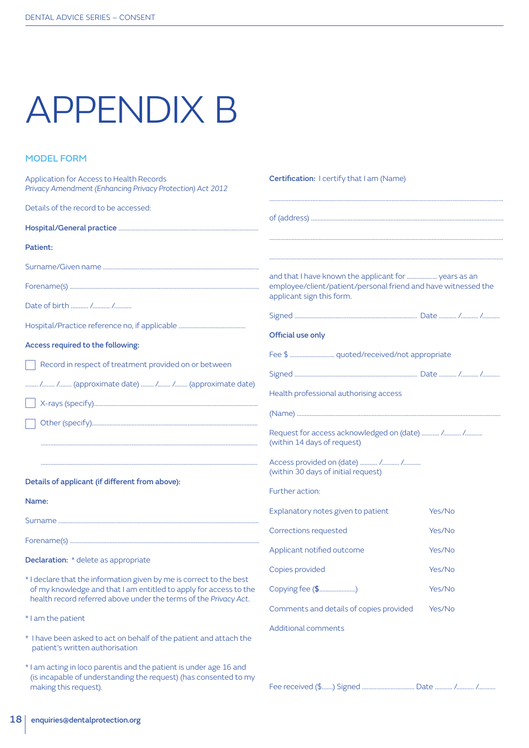# APPENDIX B

## MODEL FORM

Application for Access to Health Records
*Privacy Amendment (Enhancing Privacy Protection) Act 2012*

Details of the record to be accessed:

**Hospital/General practice** ..........................................................................

**Patient:**

Surname/Given name ..........................................................................

Forename(s) ..........................................................................

Date of birth ........... /........... /...........

Hospital/Practice reference no, if applicable ..........................................

**Access required to the following:**

☐ Record in respect of treatment provided on or between

........ /........ /........ (approximate date) ........ /........ /........ (approximate date)

☐ X-rays (specify)..........................................................................

☐ Other (specify)..........................................................................

..........................................................................

..........................................................................

**Details of applicant (if different from above):**

**Name:**

Surname ..........................................................................

Forename(s) ..........................................................................

**Declaration:** * delete as appropriate

\* I declare that the information given by me is correct to the best of my knowledge and that I am entitled to apply for access to the health record referred above under the terms of the *Privacy Act*.

\* I am the patient

\* I have been asked to act on behalf of the patient and attach the patient's written authorisation

\* I am acting in loco parentis and the patient is under age 16 and (is incapable of understanding the request) (has consented to my making this request).

**Certification:** I certify that I am (Name)

..........................................................................

of (address) ..........................................................................

..........................................................................

..........................................................................

and that I have known the applicant for .................. years as an employee/client/patient/personal friend and have witnessed the applicant sign this form.

Signed .......................................................................... Date ........... /........... /...........

**Official use only**

Fee $ ............................ quoted/received/not appropriate

Signed .......................................................................... Date ........... /........... /...........

Health professional authorising access

(Name) ..........................................................................

Request for access acknowledged on (date) ........... /........... /...........
(within 14 days of request)

Access provided on (date) ........... /........... /...........
(within 30 days of initial request)

Further action:

| | |
|---|---|
| Explanatory notes given to patient | Yes/No |
| Corrections requested | Yes/No |
| Applicant notified outcome | Yes/No |
| Copies provided | Yes/No |
| Copying fee (**$**......................) | Yes/No |
| Comments and details of copies provided | Yes/No |

Additional comments

Fee received ($.......) Signed ................................ Date ........... /........... /...........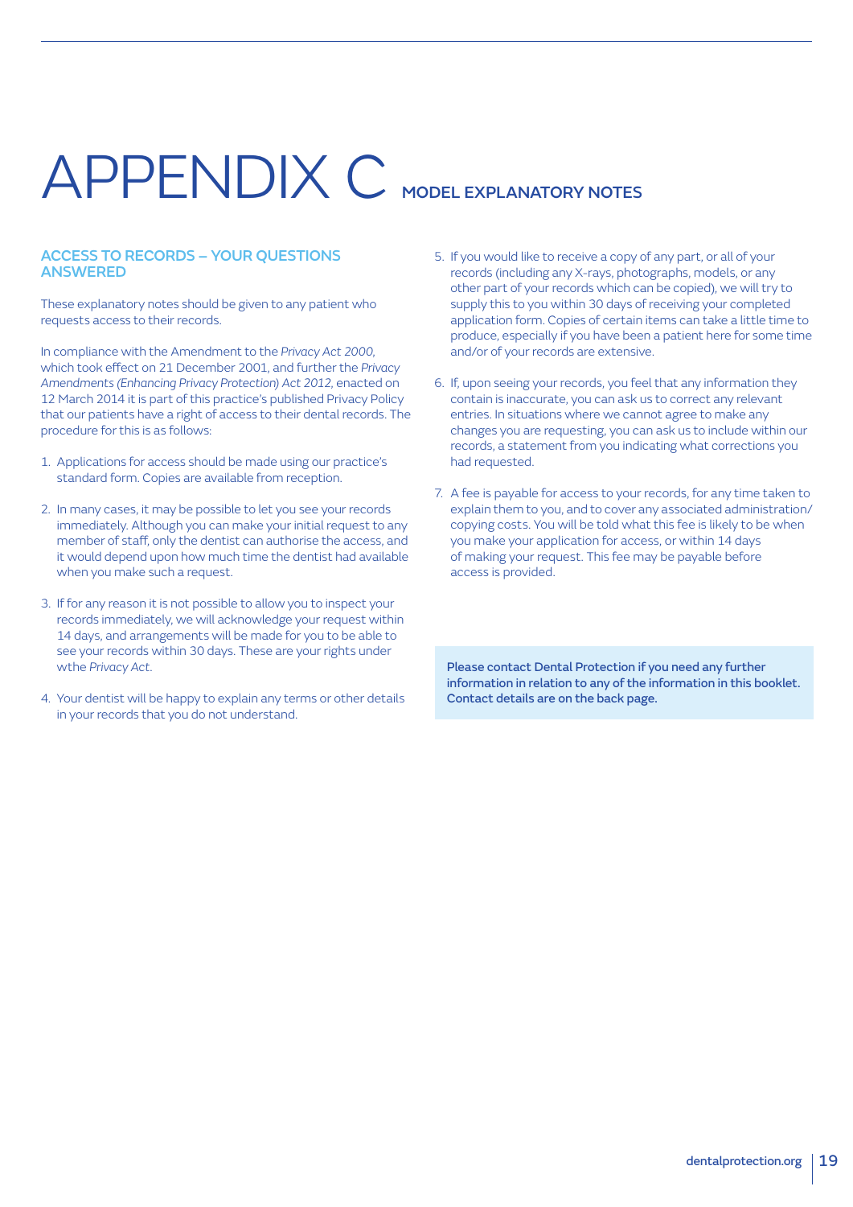# APPENDIX C MODEL EXPLANATORY NOTES

## ACCESS TO RECORDS – YOUR QUESTIONS ANSWERED

These explanatory notes should be given to any patient who requests access to their records.

In compliance with the Amendment to the *Privacy Act 2000*, which took effect on 21 December 2001, and further the *Privacy Amendments (Enhancing Privacy Protection) Act 2012*, enacted on 12 March 2014 it is part of this practice's published Privacy Policy that our patients have a right of access to their dental records. The procedure for this is as follows:

1. Applications for access should be made using our practice's standard form. Copies are available from reception.
2. In many cases, it may be possible to let you see your records immediately. Although you can make your initial request to any member of staff, only the dentist can authorise the access, and it would depend upon how much time the dentist had available when you make such a request.
3. If for any reason it is not possible to allow you to inspect your records immediately, we will acknowledge your request within 14 days, and arrangements will be made for you to be able to see your records within 30 days. These are your rights under wthe *Privacy Act*.
4. Your dentist will be happy to explain any terms or other details in your records that you do not understand.
5. If you would like to receive a copy of any part, or all of your records (including any X-rays, photographs, models, or any other part of your records which can be copied), we will try to supply this to you within 30 days of receiving your completed application form. Copies of certain items can take a little time to produce, especially if you have been a patient here for some time and/or of your records are extensive.
6. If, upon seeing your records, you feel that any information they contain is inaccurate, you can ask us to correct any relevant entries. In situations where we cannot agree to make any changes you are requesting, you can ask us to include within our records, a statement from you indicating what corrections you had requested.
7. A fee is payable for access to your records, for any time taken to explain them to you, and to cover any associated administration/copying costs. You will be told what this fee is likely to be when you make your application for access, or within 14 days of making your request. This fee may be payable before access is provided.

**Please contact Dental Protection if you need any further information in relation to any of the information in this booklet. Contact details are on the back page.**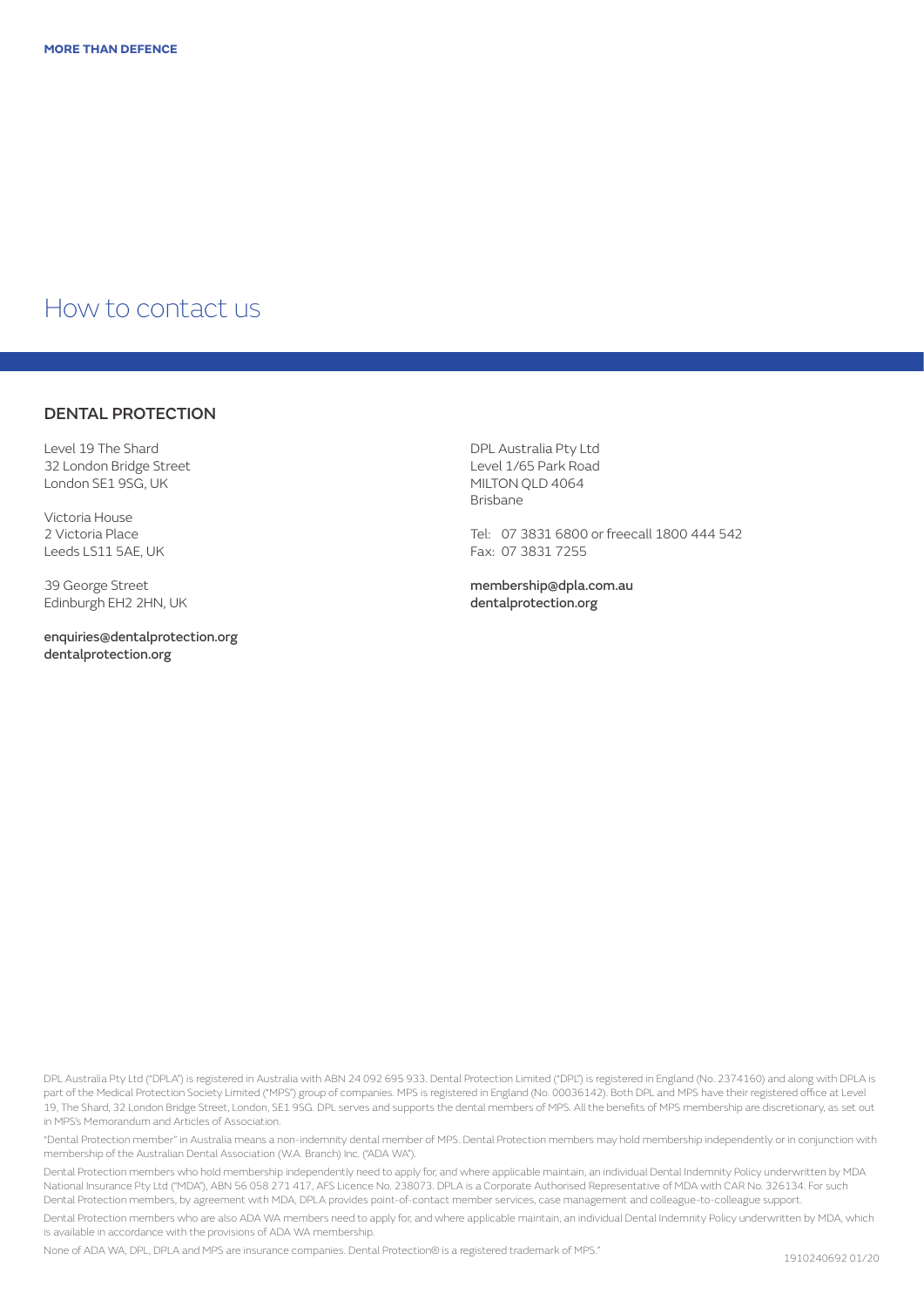# How to contact us

## DENTAL PROTECTION

Level 19 The Shard
32 London Bridge Street
London SE1 9SG, UK

Victoria House
2 Victoria Place
Leeds LS11 5AE, UK

39 George Street
Edinburgh EH2 2HN, UK

enquiries@dentalprotection.org
dentalprotection.org

DPL Australia Pty Ltd
Level 1/65 Park Road
MILTON QLD 4064
Brisbane

Tel: 07 3831 6800 or freecall 1800 444 542
Fax: 07 3831 7255

membership@dpla.com.au
dentalprotection.org

DPL Australia Pty Ltd ("DPLA") is registered in Australia with ABN 24 092 695 933. Dental Protection Limited ("DPL") is registered in England (No. 2374160) and along with DPLA is part of the Medical Protection Society Limited ("MPS") group of companies. MPS is registered in England (No. 00036142). Both DPL and MPS have their registered office at Level 19, The Shard, 32 London Bridge Street, London, SE1 9SG. DPL serves and supports the dental members of MPS. All the benefits of MPS membership are discretionary, as set out in MPS's Memorandum and Articles of Association.

"Dental Protection member" in Australia means a non-indemnity dental member of MPS. Dental Protection members may hold membership independently or in conjunction with membership of the Australian Dental Association (W.A. Branch) Inc. ("ADA WA").

Dental Protection members who hold membership independently need to apply for, and where applicable maintain, an individual Dental Indemnity Policy underwritten by MDA National Insurance Pty Ltd ("MDA"), ABN 56 058 271 417, AFS Licence No. 238073. DPLA is a Corporate Authorised Representative of MDA with CAR No. 326134. For such Dental Protection members, by agreement with MDA, DPLA provides point-of-contact member services, case management and colleague-to-colleague support.

Dental Protection members who are also ADA WA members need to apply for, and where applicable maintain, an individual Dental Indemnity Policy underwritten by MDA, which is available in accordance with the provisions of ADA WA membership.

None of ADA WA, DPL, DPLA and MPS are insurance companies. Dental Protection® is a registered trademark of MPS."

1910240692 01/20